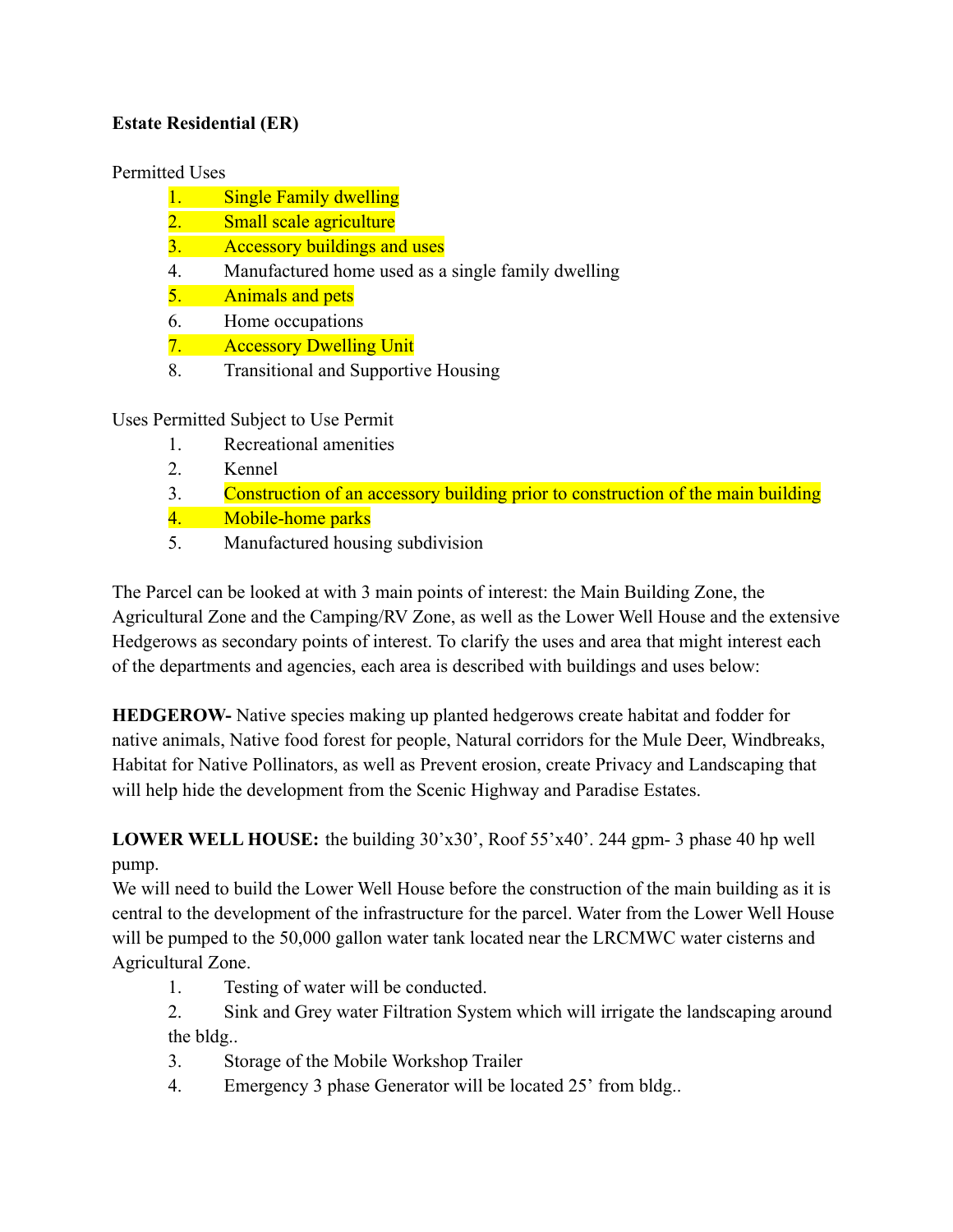**Estate Residential (ER)**

Permitted Uses

1. Single Family dwelling
2. Small scale agriculture
3. Accessory buildings and uses
4. Manufactured home used as a single family dwelling
5. Animals and pets
6. Home occupations
7. Accessory Dwelling Unit
8. Transitional and Supportive Housing

Uses Permitted Subject to Use Permit

1. Recreational amenities
2. Kennel
3. Construction of an accessory building prior to construction of the main building
4. Mobile-home parks
5. Manufactured housing subdivision

The Parcel can be looked at with 3 main points of interest: the Main Building Zone, the Agricultural Zone and the Camping/RV Zone, as well as the Lower Well House and the extensive Hedgerows as secondary points of interest. To clarify the uses and area that might interest each of the departments and agencies, each area is described with buildings and uses below:

**HEDGEROW-** Native species making up planted hedgerows create habitat and fodder for native animals, Native food forest for people, Natural corridors for the Mule Deer, Windbreaks, Habitat for Native Pollinators, as well as Prevent erosion, create Privacy and Landscaping that will help hide the development from the Scenic Highway and Paradise Estates.

**LOWER WELL HOUSE:** the building 30'x30', Roof 55'x40'. 244 gpm- 3 phase 40 hp well pump.

We will need to build the Lower Well House before the construction of the main building as it is central to the development of the infrastructure for the parcel. Water from the Lower Well House will be pumped to the 50,000 gallon water tank located near the LRCMWC water cisterns and Agricultural Zone.

1. Testing of water will be conducted.
2. Sink and Grey water Filtration System which will irrigate the landscaping around the bldg..
3. Storage of the Mobile Workshop Trailer
4. Emergency 3 phase Generator will be located 25' from bldg..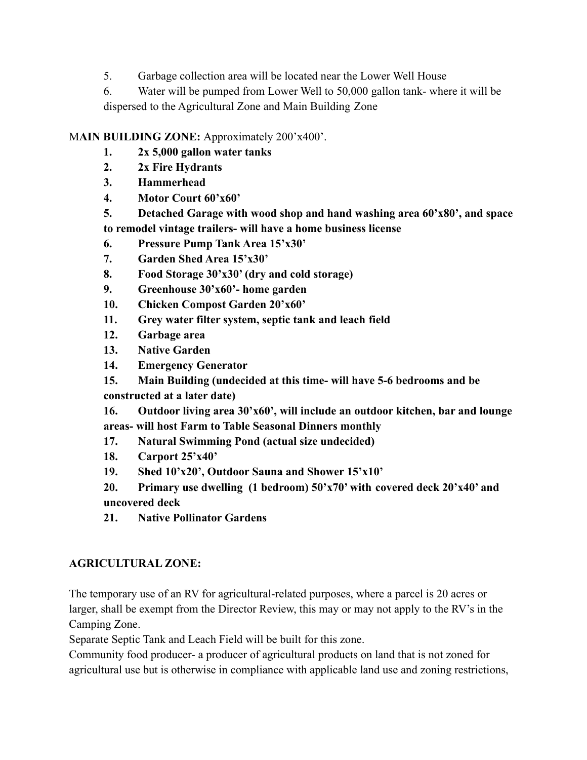5. Garbage collection area will be located near the Lower Well House
6. Water will be pumped from Lower Well to 50,000 gallon tank- where it will be dispersed to the Agricultural Zone and Main Building Zone

**MAIN BUILDING ZONE:** Approximately 200'x400'.

1. **2x 5,000 gallon water tanks**
2. **2x Fire Hydrants**
3. **Hammerhead**
4. **Motor Court 60'x60'**
5. **Detached Garage with wood shop and hand washing area 60'x80', and space to remodel vintage trailers- will have a home business license**
6. **Pressure Pump Tank Area 15'x30'**
7. **Garden Shed Area 15'x30'**
8. **Food Storage 30'x30' (dry and cold storage)**
9. **Greenhouse 30'x60'- home garden**
10. **Chicken Compost Garden 20'x60'**
11. **Grey water filter system, septic tank and leach field**
12. **Garbage area**
13. **Native Garden**
14. **Emergency Generator**
15. **Main Building (undecided at this time- will have 5-6 bedrooms and be constructed at a later date)**
16. **Outdoor living area 30'x60', will include an outdoor kitchen, bar and lounge areas- will host Farm to Table Seasonal Dinners monthly**
17. **Natural Swimming Pond (actual size undecided)**
18. **Carport 25'x40'**
19. **Shed 10'x20', Outdoor Sauna and Shower 15'x10'**
20. **Primary use dwelling (1 bedroom) 50'x70' with covered deck 20'x40' and uncovered deck**
21. **Native Pollinator Gardens**

**AGRICULTURAL ZONE:**

The temporary use of an RV for agricultural-related purposes, where a parcel is 20 acres or larger, shall be exempt from the Director Review, this may or may not apply to the RV's in the Camping Zone.

Separate Septic Tank and Leach Field will be built for this zone.

Community food producer- a producer of agricultural products on land that is not zoned for agricultural use but is otherwise in compliance with applicable land use and zoning restrictions,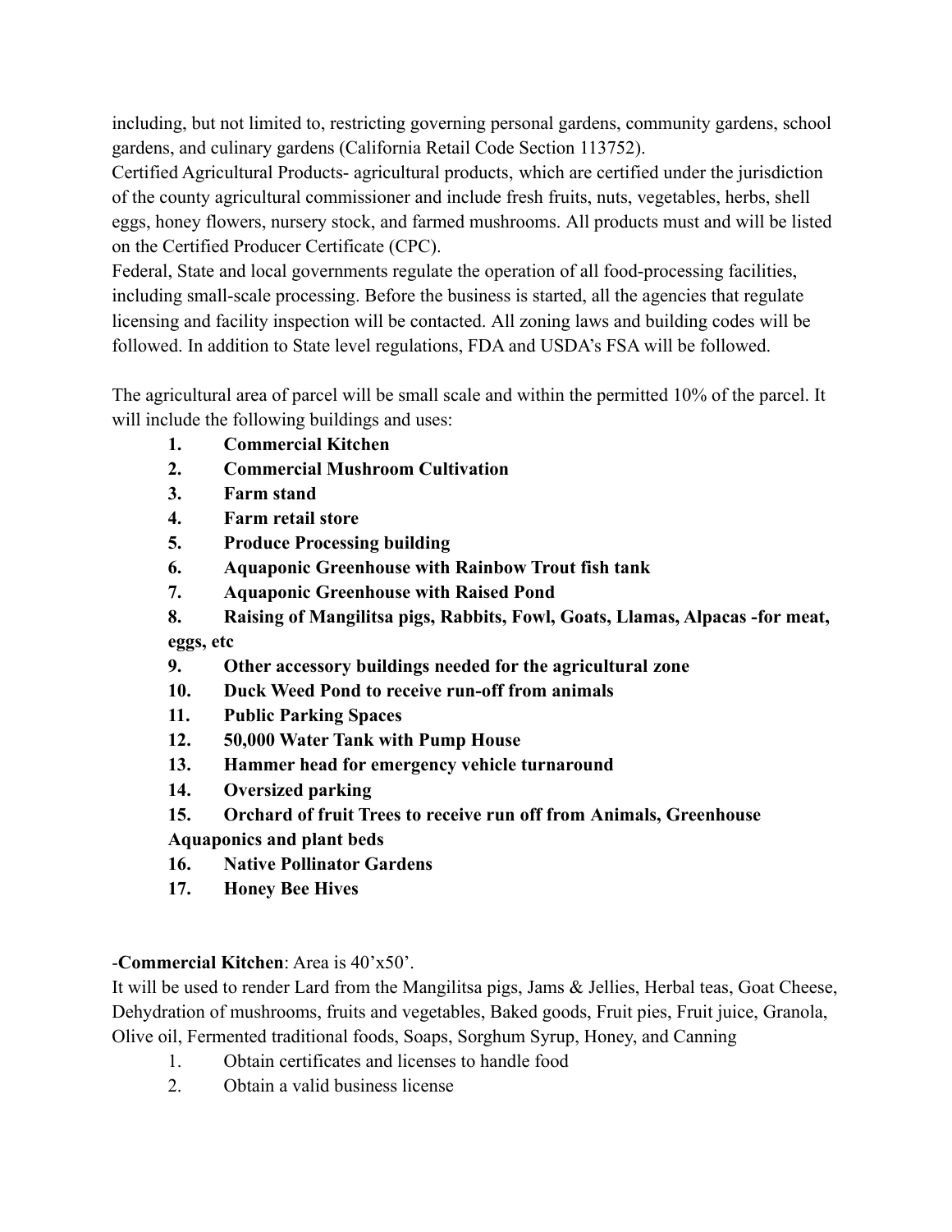including, but not limited to, restricting governing personal gardens, community gardens, school gardens, and culinary gardens (California Retail Code Section 113752).

Certified Agricultural Products- agricultural products, which are certified under the jurisdiction of the county agricultural commissioner and include fresh fruits, nuts, vegetables, herbs, shell eggs, honey flowers, nursery stock, and farmed mushrooms. All products must and will be listed on the Certified Producer Certificate (CPC).

Federal, State and local governments regulate the operation of all food-processing facilities, including small-scale processing. Before the business is started, all the agencies that regulate licensing and facility inspection will be contacted. All zoning laws and building codes will be followed. In addition to State level regulations, FDA and USDA's FSA will be followed.

The agricultural area of parcel will be small scale and within the permitted 10% of the parcel. It will include the following buildings and uses:

1. **Commercial Kitchen**
2. **Commercial Mushroom Cultivation**
3. **Farm stand**
4. **Farm retail store**
5. **Produce Processing building**
6. **Aquaponic Greenhouse with Rainbow Trout fish tank**
7. **Aquaponic Greenhouse with Raised Pond**
8. **Raising of Mangilitsa pigs, Rabbits, Fowl, Goats, Llamas, Alpacas -for meat, eggs, etc**
9. **Other accessory buildings needed for the agricultural zone**
10. **Duck Weed Pond to receive run-off from animals**
11. **Public Parking Spaces**
12. **50,000 Water Tank with Pump House**
13. **Hammer head for emergency vehicle turnaround**
14. **Oversized parking**
15. **Orchard of fruit Trees to receive run off from Animals, Greenhouse Aquaponics and plant beds**
16. **Native Pollinator Gardens**
17. **Honey Bee Hives**

-**Commercial Kitchen**: Area is 40'x50'.

It will be used to render Lard from the Mangilitsa pigs, Jams & Jellies, Herbal teas, Goat Cheese, Dehydration of mushrooms, fruits and vegetables, Baked goods, Fruit pies, Fruit juice, Granola, Olive oil, Fermented traditional foods, Soaps, Sorghum Syrup, Honey, and Canning

1. Obtain certificates and licenses to handle food
2. Obtain a valid business license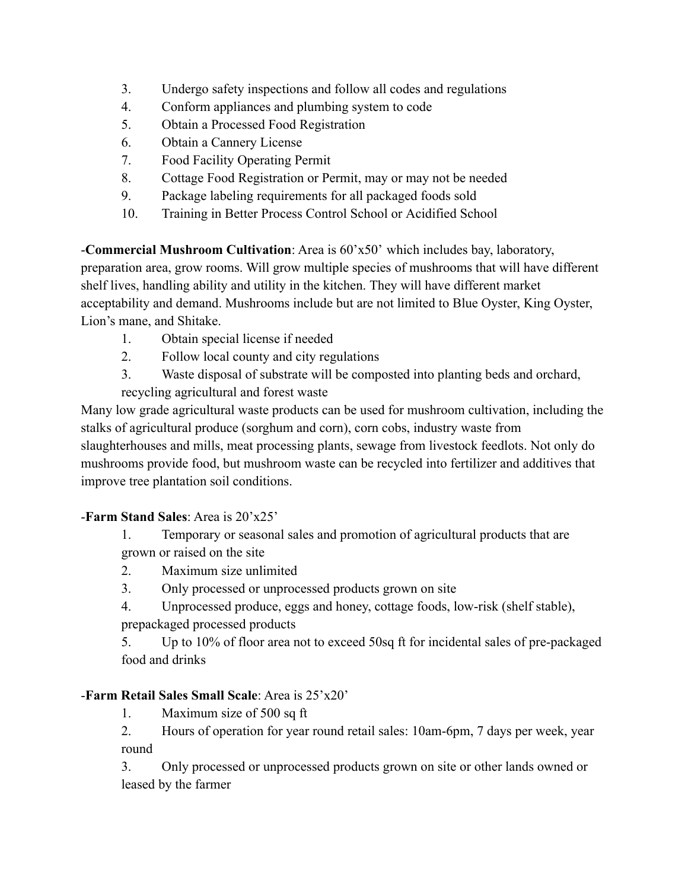3. Undergo safety inspections and follow all codes and regulations
4. Conform appliances and plumbing system to code
5. Obtain a Processed Food Registration
6. Obtain a Cannery License
7. Food Facility Operating Permit
8. Cottage Food Registration or Permit, may or may not be needed
9. Package labeling requirements for all packaged foods sold
10. Training in Better Process Control School or Acidified School

-**Commercial Mushroom Cultivation**: Area is 60'x50' which includes bay, laboratory, preparation area, grow rooms. Will grow multiple species of mushrooms that will have different shelf lives, handling ability and utility in the kitchen. They will have different market acceptability and demand. Mushrooms include but are not limited to Blue Oyster, King Oyster, Lion's mane, and Shitake.

1. Obtain special license if needed
2. Follow local county and city regulations
3. Waste disposal of substrate will be composted into planting beds and orchard, recycling agricultural and forest waste

Many low grade agricultural waste products can be used for mushroom cultivation, including the stalks of agricultural produce (sorghum and corn), corn cobs, industry waste from slaughterhouses and mills, meat processing plants, sewage from livestock feedlots. Not only do mushrooms provide food, but mushroom waste can be recycled into fertilizer and additives that improve tree plantation soil conditions.

-**Farm Stand Sales**: Area is 20'x25'

1. Temporary or seasonal sales and promotion of agricultural products that are grown or raised on the site
2. Maximum size unlimited
3. Only processed or unprocessed products grown on site
4. Unprocessed produce, eggs and honey, cottage foods, low-risk (shelf stable), prepackaged processed products
5. Up to 10% of floor area not to exceed 50sq ft for incidental sales of pre-packaged food and drinks

-**Farm Retail Sales Small Scale**: Area is 25'x20'

1. Maximum size of 500 sq ft
2. Hours of operation for year round retail sales: 10am-6pm, 7 days per week, year round
3. Only processed or unprocessed products grown on site or other lands owned or leased by the farmer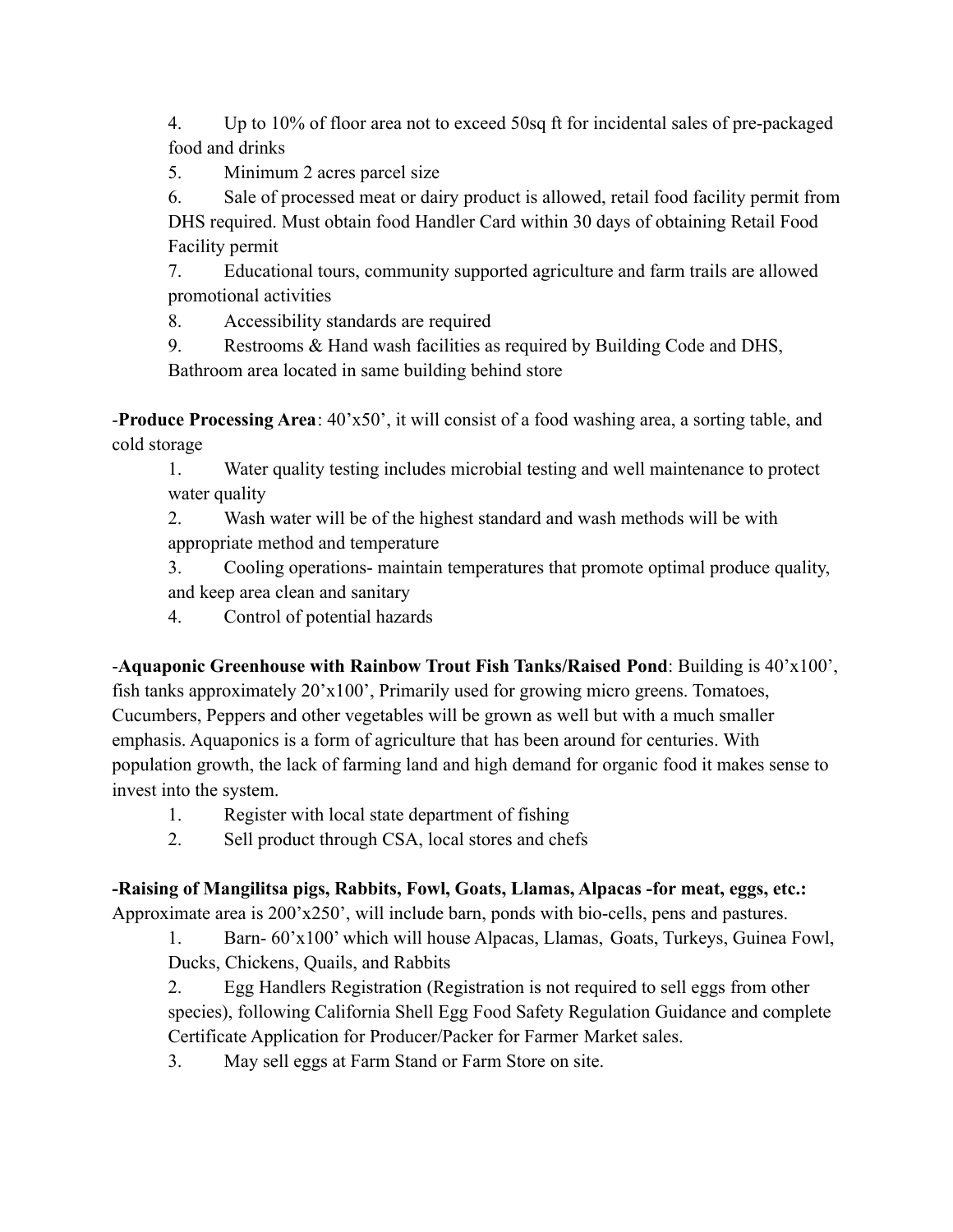4. Up to 10% of floor area not to exceed 50sq ft for incidental sales of pre-packaged food and drinks
5. Minimum 2 acres parcel size
6. Sale of processed meat or dairy product is allowed, retail food facility permit from DHS required. Must obtain food Handler Card within 30 days of obtaining Retail Food Facility permit
7. Educational tours, community supported agriculture and farm trails are allowed promotional activities
8. Accessibility standards are required
9. Restrooms & Hand wash facilities as required by Building Code and DHS, Bathroom area located in same building behind store

-**Produce Processing Area**: 40'x50', it will consist of a food washing area, a sorting table, and cold storage

1. Water quality testing includes microbial testing and well maintenance to protect water quality
2. Wash water will be of the highest standard and wash methods will be with appropriate method and temperature
3. Cooling operations- maintain temperatures that promote optimal produce quality, and keep area clean and sanitary
4. Control of potential hazards

-**Aquaponic Greenhouse with Rainbow Trout Fish Tanks/Raised Pond**: Building is 40'x100', fish tanks approximately 20'x100', Primarily used for growing micro greens. Tomatoes, Cucumbers, Peppers and other vegetables will be grown as well but with a much smaller emphasis. Aquaponics is a form of agriculture that has been around for centuries. With population growth, the lack of farming land and high demand for organic food it makes sense to invest into the system.

1. Register with local state department of fishing
2. Sell product through CSA, local stores and chefs

**-Raising of Mangilitsa pigs, Rabbits, Fowl, Goats, Llamas, Alpacas -for meat, eggs, etc.:** Approximate area is 200'x250', will include barn, ponds with bio-cells, pens and pastures.

1. Barn- 60'x100' which will house Alpacas, Llamas, Goats, Turkeys, Guinea Fowl, Ducks, Chickens, Quails, and Rabbits
2. Egg Handlers Registration (Registration is not required to sell eggs from other species), following California Shell Egg Food Safety Regulation Guidance and complete Certificate Application for Producer/Packer for Farmer Market sales.
3. May sell eggs at Farm Stand or Farm Store on site.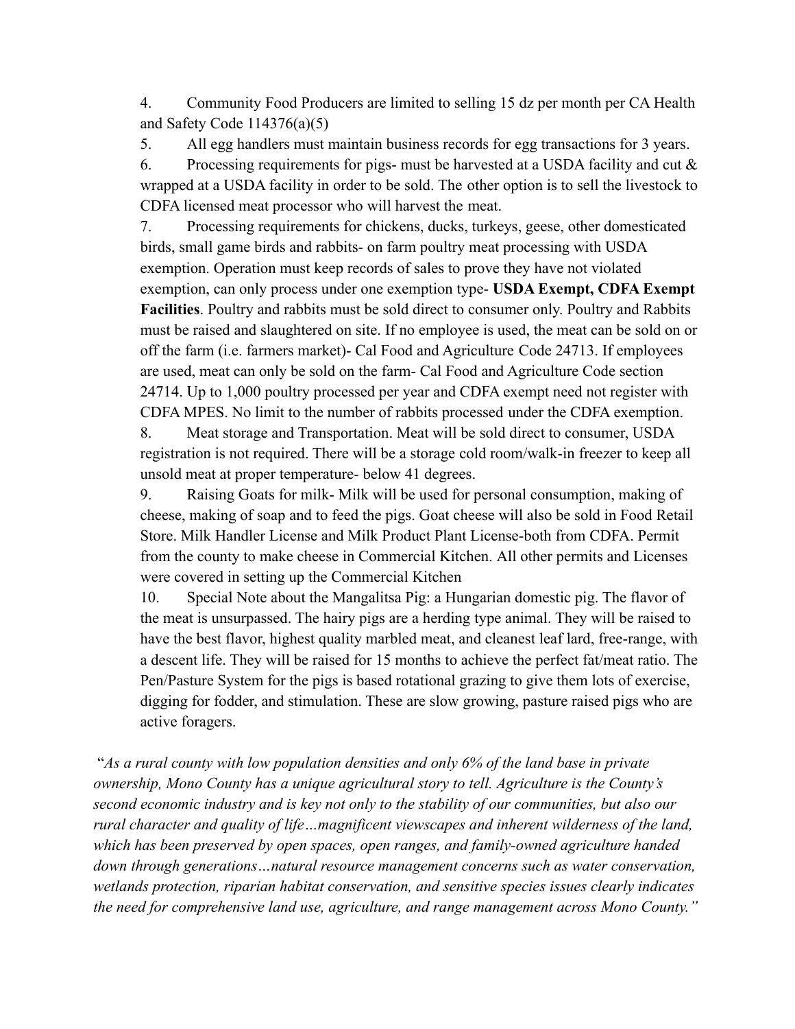4. Community Food Producers are limited to selling 15 dz per month per CA Health and Safety Code 114376(a)(5)
5. All egg handlers must maintain business records for egg transactions for 3 years.
6. Processing requirements for pigs- must be harvested at a USDA facility and cut & wrapped at a USDA facility in order to be sold. The other option is to sell the livestock to CDFA licensed meat processor who will harvest the meat.
7. Processing requirements for chickens, ducks, turkeys, geese, other domesticated birds, small game birds and rabbits- on farm poultry meat processing with USDA exemption. Operation must keep records of sales to prove they have not violated exemption, can only process under one exemption type- **USDA Exempt, CDFA Exempt Facilities**. Poultry and rabbits must be sold direct to consumer only. Poultry and Rabbits must be raised and slaughtered on site. If no employee is used, the meat can be sold on or off the farm (i.e. farmers market)- Cal Food and Agriculture Code 24713. If employees are used, meat can only be sold on the farm- Cal Food and Agriculture Code section 24714. Up to 1,000 poultry processed per year and CDFA exempt need not register with CDFA MPES. No limit to the number of rabbits processed under the CDFA exemption.
8. Meat storage and Transportation. Meat will be sold direct to consumer, USDA registration is not required. There will be a storage cold room/walk-in freezer to keep all unsold meat at proper temperature- below 41 degrees.
9. Raising Goats for milk- Milk will be used for personal consumption, making of cheese, making of soap and to feed the pigs. Goat cheese will also be sold in Food Retail Store. Milk Handler License and Milk Product Plant License-both from CDFA. Permit from the county to make cheese in Commercial Kitchen. All other permits and Licenses were covered in setting up the Commercial Kitchen
10. Special Note about the Mangalitsa Pig: a Hungarian domestic pig. The flavor of the meat is unsurpassed. The hairy pigs are a herding type animal. They will be raised to have the best flavor, highest quality marbled meat, and cleanest leaf lard, free-range, with a descent life. They will be raised for 15 months to achieve the perfect fat/meat ratio. The Pen/Pasture System for the pigs is based rotational grazing to give them lots of exercise, digging for fodder, and stimulation. These are slow growing, pasture raised pigs who are active foragers.

"*As a rural county with low population densities and only 6% of the land base in private ownership, Mono County has a unique agricultural story to tell. Agriculture is the County's second economic industry and is key not only to the stability of our communities, but also our rural character and quality of life…magnificent viewscapes and inherent wilderness of the land, which has been preserved by open spaces, open ranges, and family-owned agriculture handed down through generations…natural resource management concerns such as water conservation, wetlands protection, riparian habitat conservation, and sensitive species issues clearly indicates the need for comprehensive land use, agriculture, and range management across Mono County.*"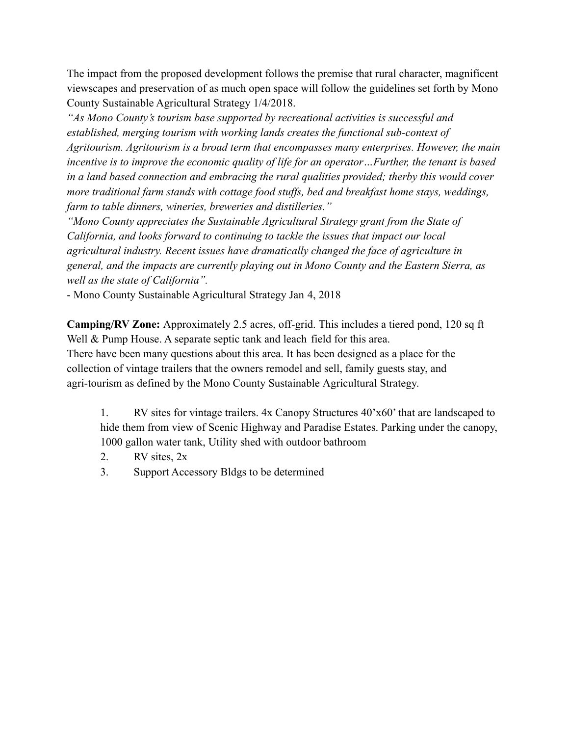The impact from the proposed development follows the premise that rural character, magnificent viewscapes and preservation of as much open space will follow the guidelines set forth by Mono County Sustainable Agricultural Strategy 1/4/2018.

*"As Mono County's tourism base supported by recreational activities is successful and established, merging tourism with working lands creates the functional sub-context of Agritourism. Agritourism is a broad term that encompasses many enterprises. However, the main incentive is to improve the economic quality of life for an operator…Further, the tenant is based in a land based connection and embracing the rural qualities provided; therby this would cover more traditional farm stands with cottage food stuffs, bed and breakfast home stays, weddings, farm to table dinners, wineries, breweries and distilleries."*

*"Mono County appreciates the Sustainable Agricultural Strategy grant from the State of California, and looks forward to continuing to tackle the issues that impact our local agricultural industry. Recent issues have dramatically changed the face of agriculture in general, and the impacts are currently playing out in Mono County and the Eastern Sierra, as well as the state of California".*

- Mono County Sustainable Agricultural Strategy Jan 4, 2018

**Camping/RV Zone:** Approximately 2.5 acres, off-grid. This includes a tiered pond, 120 sq ft Well & Pump House. A separate septic tank and leach field for this area.
There have been many questions about this area. It has been designed as a place for the collection of vintage trailers that the owners remodel and sell, family guests stay, and agri-tourism as defined by the Mono County Sustainable Agricultural Strategy.

1. RV sites for vintage trailers. 4x Canopy Structures 40'x60' that are landscaped to hide them from view of Scenic Highway and Paradise Estates. Parking under the canopy, 1000 gallon water tank, Utility shed with outdoor bathroom
2. RV sites, 2x
3. Support Accessory Bldgs to be determined